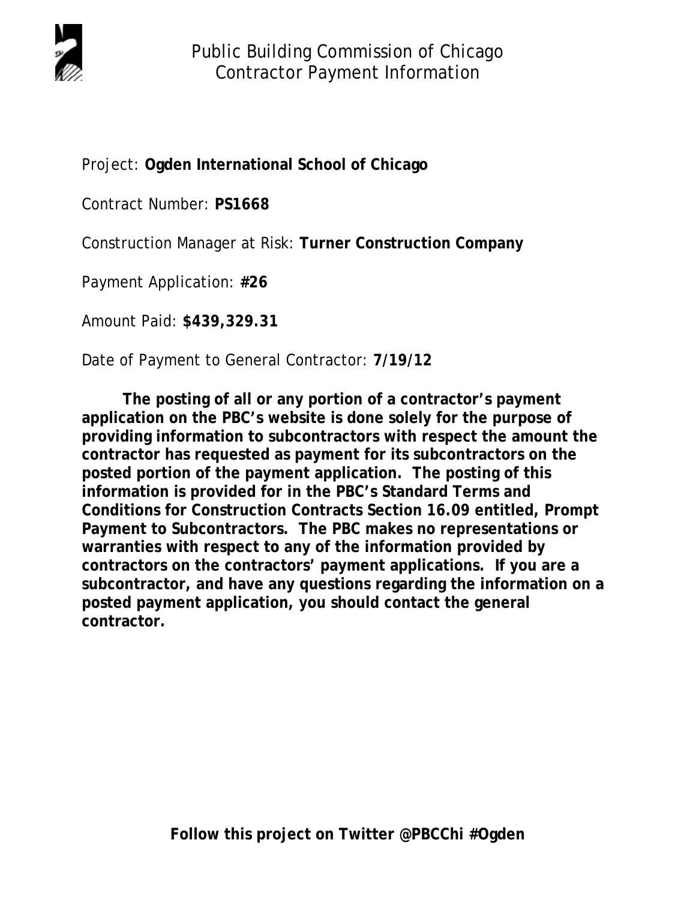# Public Building Commission of Chicago
## Contractor Payment Information

Project: **Ogden International School of Chicago**

Contract Number: **PS1668**

Construction Manager at Risk: **Turner Construction Company**

Payment Application: **#26**

Amount Paid: **$439,329.31**

Date of Payment to General Contractor: **7/19/12**

**The posting of all or any portion of a contractor's payment application on the PBC's website is done solely for the purpose of providing information to subcontractors with respect the amount the contractor has requested as payment for its subcontractors on the posted portion of the payment application. The posting of this information is provided for in the PBC's Standard Terms and Conditions for Construction Contracts Section 16.09 entitled, Prompt Payment to Subcontractors. The PBC makes no representations or warranties with respect to any of the information provided by contractors on the contractors' payment applications. If you are a subcontractor, and have any questions regarding the information on a posted payment application, you should contact the general contractor.**

**Follow this project on Twitter @PBCChi #Ogden**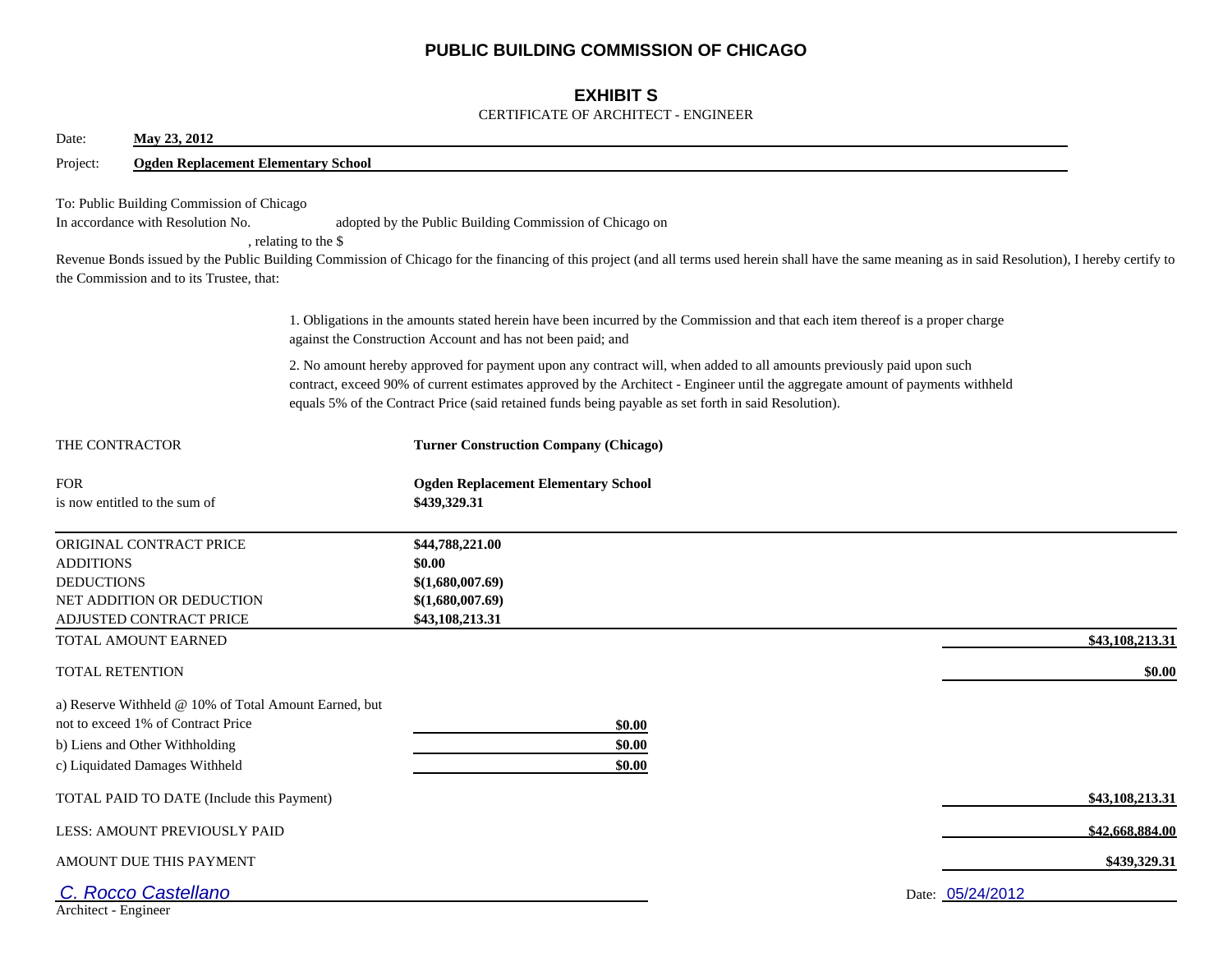# PUBLIC BUILDING COMMISSION OF CHICAGO

## EXHIBIT S

CERTIFICATE OF ARCHITECT - ENGINEER

Date: **May 23, 2012**

Project: **Ogden Replacement Elementary School**

To: Public Building Commission of Chicago

In accordance with Resolution No. adopted by the Public Building Commission of Chicago on , relating to the $ Revenue Bonds issued by the Public Building Commission of Chicago for the financing of this project (and all terms used herein shall have the same meaning as in said Resolution), I hereby certify to the Commission and to its Trustee, that:

1. Obligations in the amounts stated herein have been incurred by the Commission and that each item thereof is a proper charge against the Construction Account and has not been paid; and

2. No amount hereby approved for payment upon any contract will, when added to all amounts previously paid upon such contract, exceed 90% of current estimates approved by the Architect - Engineer until the aggregate amount of payments withheld equals 5% of the Contract Price (said retained funds being payable as set forth in said Resolution).

| | |
|---|---|
| THE CONTRACTOR | **Turner Construction Company (Chicago)** |
| FOR | **Ogden Replacement Elementary School** |
| is now entitled to the sum of | **$439,329.31** |

| | | |
|---|---|---|
| ORIGINAL CONTRACT PRICE | **$44,788,221.00** | |
| ADDITIONS | **$0.00** | |
| DEDUCTIONS | **$(1,680,007.69)** | |
| NET ADDITION OR DEDUCTION | **$(1,680,007.69)** | |
| ADJUSTED CONTRACT PRICE | **$43,108,213.31** | |
| TOTAL AMOUNT EARNED | | **$43,108,213.31** |
| TOTAL RETENTION | | **$0.00** |
| a) Reserve Withheld @ 10% of Total Amount Earned, but not to exceed 1% of Contract Price | **$0.00** | |
| b) Liens and Other Withholding | **$0.00** | |
| c) Liquidated Damages Withheld | **$0.00** | |
| TOTAL PAID TO DATE (Include this Payment) | | **$43,108,213.31** |
| LESS: AMOUNT PREVIOUSLY PAID | | **$42,668,884.00** |
| AMOUNT DUE THIS PAYMENT | | **$439,329.31** |

*C. Rocco Castellano*

Architect - Engineer

Date: 05/24/2012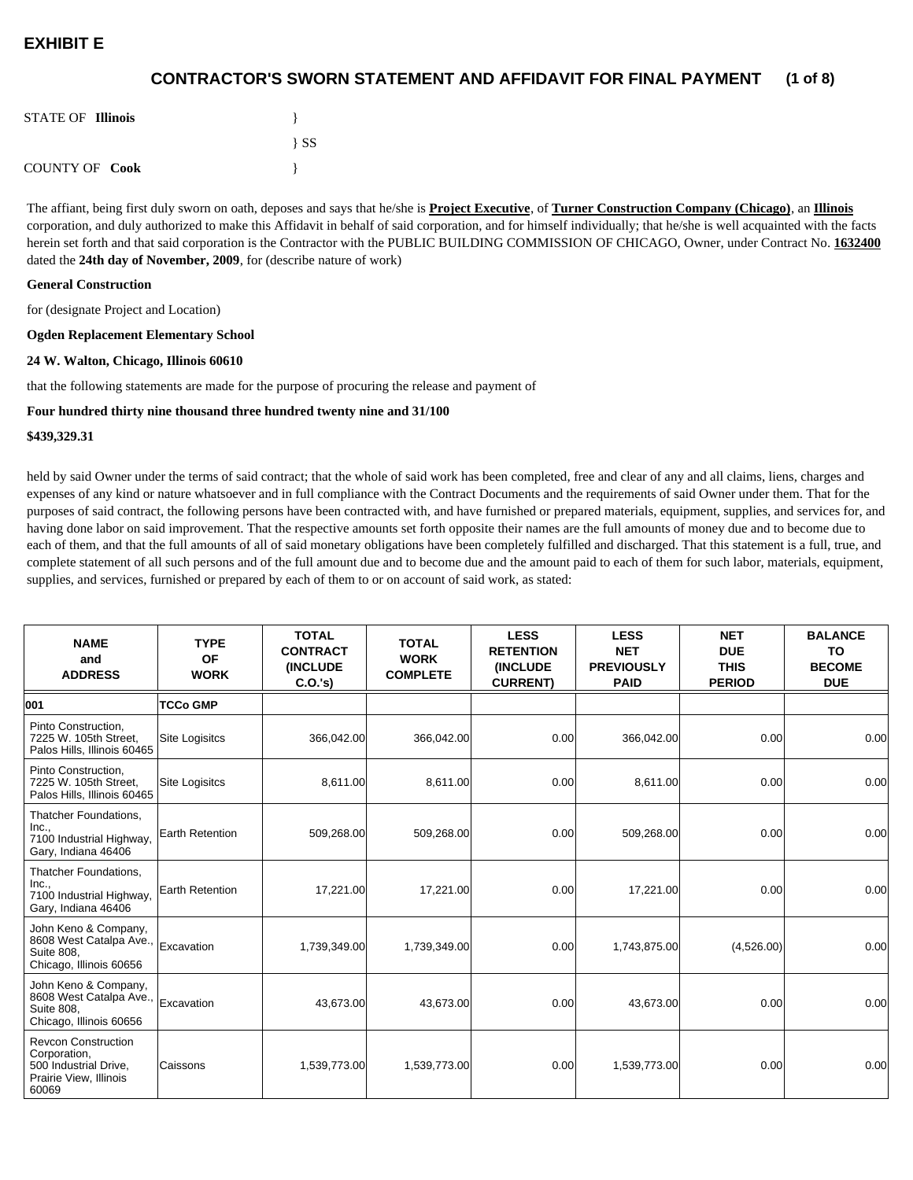# EXHIBIT E

## CONTRACTOR'S SWORN STATEMENT AND AFFIDAVIT FOR FINAL PAYMENT

STATE OF **Illinois** }
} SS
COUNTY OF **Cook** }

The affiant, being first duly sworn on oath, deposes and says that he/she is **Project Executive**, of **Turner Construction Company (Chicago)**, an **Illinois** corporation, and duly authorized to make this Affidavit in behalf of said corporation, and for himself individually; that he/she is well acquainted with the facts herein set forth and that said corporation is the Contractor with the PUBLIC BUILDING COMMISSION OF CHICAGO, Owner, under Contract No. **1632400** dated the **24th day of November, 2009**, for (describe nature of work)

**General Construction**

for (designate Project and Location)

**Ogden Replacement Elementary School**

**24 W. Walton, Chicago, Illinois 60610**

that the following statements are made for the purpose of procuring the release and payment of

**Four hundred thirty nine thousand three hundred twenty nine and 31/100**

**$439,329.31**

held by said Owner under the terms of said contract; that the whole of said work has been completed, free and clear of any and all claims, liens, charges and expenses of any kind or nature whatsoever and in full compliance with the Contract Documents and the requirements of said Owner under them. That for the purposes of said contract, the following persons have been contracted with, and have furnished or prepared materials, equipment, supplies, and services for, and having done labor on said improvement. That the respective amounts set forth opposite their names are the full amounts of money due and to become due to each of them, and that the full amounts of all of said monetary obligations have been completely fulfilled and discharged. That this statement is a full, true, and complete statement of all such persons and of the full amount due and to become due and the amount paid to each of them for such labor, materials, equipment, supplies, and services, furnished or prepared by each of them to or on account of said work, as stated:

| NAME and ADDRESS | TYPE OF WORK | TOTAL CONTRACT (INCLUDE C.O.'s) | TOTAL WORK COMPLETE | LESS RETENTION (INCLUDE CURRENT) | LESS NET PREVIOUSLY PAID | NET DUE THIS PERIOD | BALANCE TO BECOME DUE |
|---|---|---|---|---|---|---|---|
| **001** | **TCCo GMP** | | | | | | |
| Pinto Construction, 7225 W. 105th Street, Palos Hills, Illinois 60465 | Site Logisitcs | 366,042.00 | 366,042.00 | 0.00 | 366,042.00 | 0.00 | 0.00 |
| Pinto Construction, 7225 W. 105th Street, Palos Hills, Illinois 60465 | Site Logisitcs | 8,611.00 | 8,611.00 | 0.00 | 8,611.00 | 0.00 | 0.00 |
| Thatcher Foundations, Inc., 7100 Industrial Highway, Gary, Indiana 46406 | Earth Retention | 509,268.00 | 509,268.00 | 0.00 | 509,268.00 | 0.00 | 0.00 |
| Thatcher Foundations, Inc., 7100 Industrial Highway, Gary, Indiana 46406 | Earth Retention | 17,221.00 | 17,221.00 | 0.00 | 17,221.00 | 0.00 | 0.00 |
| John Keno & Company, 8608 West Catalpa Ave., Suite 808, Chicago, Illinois 60656 | Excavation | 1,739,349.00 | 1,739,349.00 | 0.00 | 1,743,875.00 | (4,526.00) | 0.00 |
| John Keno & Company, 8608 West Catalpa Ave., Suite 808, Chicago, Illinois 60656 | Excavation | 43,673.00 | 43,673.00 | 0.00 | 43,673.00 | 0.00 | 0.00 |
| Revcon Construction Corporation, 500 Industrial Drive, Prairie View, Illinois 60069 | Caissons | 1,539,773.00 | 1,539,773.00 | 0.00 | 1,539,773.00 | 0.00 | 0.00 |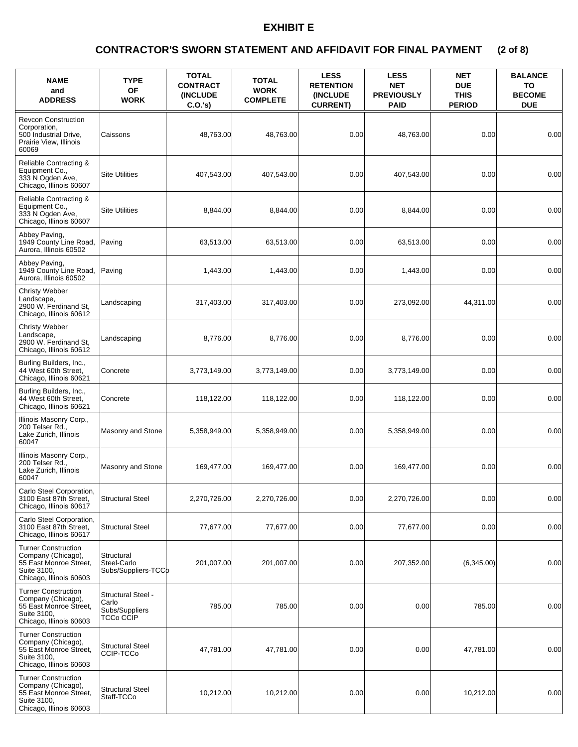# EXHIBIT E

## CONTRACTOR'S SWORN STATEMENT AND AFFIDAVIT FOR FINAL PAYMENT (2 of 8)

| NAME and ADDRESS | TYPE OF WORK | TOTAL CONTRACT (INCLUDE C.O.'s) | TOTAL WORK COMPLETE | LESS RETENTION (INCLUDE CURRENT) | LESS NET PREVIOUSLY PAID | NET DUE THIS PERIOD | BALANCE TO BECOME DUE |
|---|---|---|---|---|---|---|---|
| Revcon Construction Corporation, 500 Industrial Drive, Prairie View, Illinois 60069 | Caissons | 48,763.00 | 48,763.00 | 0.00 | 48,763.00 | 0.00 | 0.00 |
| Reliable Contracting & Equipment Co., 333 N Ogden Ave, Chicago, Illinois 60607 | Site Utilities | 407,543.00 | 407,543.00 | 0.00 | 407,543.00 | 0.00 | 0.00 |
| Reliable Contracting & Equipment Co., 333 N Ogden Ave, Chicago, Illinois 60607 | Site Utilities | 8,844.00 | 8,844.00 | 0.00 | 8,844.00 | 0.00 | 0.00 |
| Abbey Paving, 1949 County Line Road, Aurora, Illinois 60502 | Paving | 63,513.00 | 63,513.00 | 0.00 | 63,513.00 | 0.00 | 0.00 |
| Abbey Paving, 1949 County Line Road, Aurora, Illinois 60502 | Paving | 1,443.00 | 1,443.00 | 0.00 | 1,443.00 | 0.00 | 0.00 |
| Christy Webber Landscape, 2900 W. Ferdinand St, Chicago, Illinois 60612 | Landscaping | 317,403.00 | 317,403.00 | 0.00 | 273,092.00 | 44,311.00 | 0.00 |
| Christy Webber Landscape, 2900 W. Ferdinand St, Chicago, Illinois 60612 | Landscaping | 8,776.00 | 8,776.00 | 0.00 | 8,776.00 | 0.00 | 0.00 |
| Burling Builders, Inc., 44 West 60th Street, Chicago, Illinois 60621 | Concrete | 3,773,149.00 | 3,773,149.00 | 0.00 | 3,773,149.00 | 0.00 | 0.00 |
| Burling Builders, Inc., 44 West 60th Street, Chicago, Illinois 60621 | Concrete | 118,122.00 | 118,122.00 | 0.00 | 118,122.00 | 0.00 | 0.00 |
| Illinois Masonry Corp., 200 Telser Rd., Lake Zurich, Illinois 60047 | Masonry and Stone | 5,358,949.00 | 5,358,949.00 | 0.00 | 5,358,949.00 | 0.00 | 0.00 |
| Illinois Masonry Corp., 200 Telser Rd., Lake Zurich, Illinois 60047 | Masonry and Stone | 169,477.00 | 169,477.00 | 0.00 | 169,477.00 | 0.00 | 0.00 |
| Carlo Steel Corporation, 3100 East 87th Street, Chicago, Illinois 60617 | Structural Steel | 2,270,726.00 | 2,270,726.00 | 0.00 | 2,270,726.00 | 0.00 | 0.00 |
| Carlo Steel Corporation, 3100 East 87th Street, Chicago, Illinois 60617 | Structural Steel | 77,677.00 | 77,677.00 | 0.00 | 77,677.00 | 0.00 | 0.00 |
| Turner Construction Company (Chicago), 55 East Monroe Street, Suite 3100, Chicago, Illinois 60603 | Structural Steel-Carlo Subs/Suppliers-TCCo | 201,007.00 | 201,007.00 | 0.00 | 207,352.00 | (6,345.00) | 0.00 |
| Turner Construction Company (Chicago), 55 East Monroe Street, Suite 3100, Chicago, Illinois 60603 | Structural Steel - Carlo Subs/Suppliers TCCo CCIP | 785.00 | 785.00 | 0.00 | 0.00 | 785.00 | 0.00 |
| Turner Construction Company (Chicago), 55 East Monroe Street, Suite 3100, Chicago, Illinois 60603 | Structural Steel CCIP-TCCo | 47,781.00 | 47,781.00 | 0.00 | 0.00 | 47,781.00 | 0.00 |
| Turner Construction Company (Chicago), 55 East Monroe Street, Suite 3100, Chicago, Illinois 60603 | Structural Steel Staff-TCCo | 10,212.00 | 10,212.00 | 0.00 | 0.00 | 10,212.00 | 0.00 |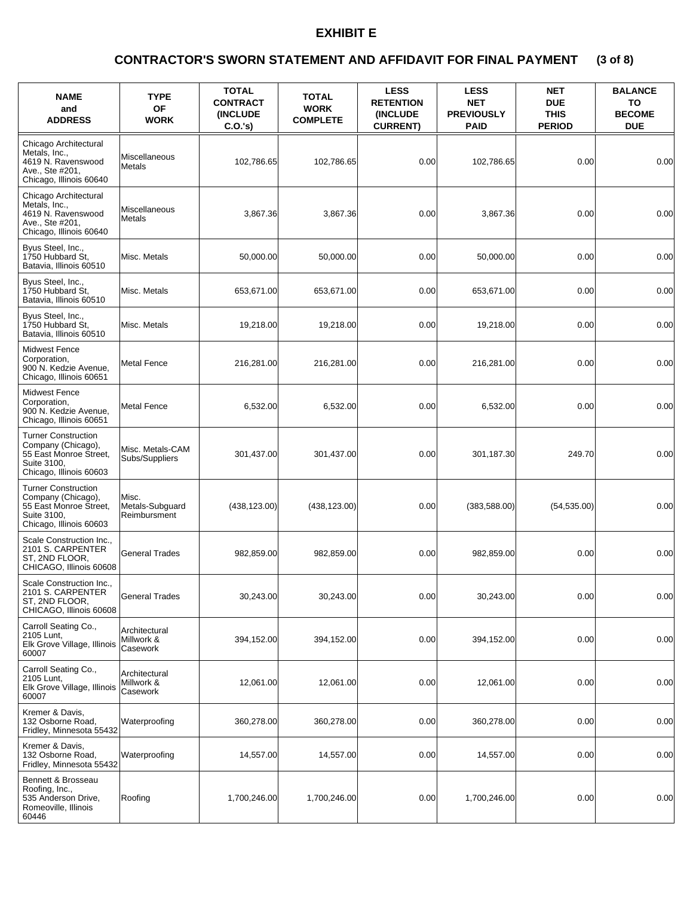# EXHIBIT E

## CONTRACTOR'S SWORN STATEMENT AND AFFIDAVIT FOR FINAL PAYMENT (3 of 8)

| NAME and ADDRESS | TYPE OF WORK | TOTAL CONTRACT (INCLUDE C.O.'s) | TOTAL WORK COMPLETE | LESS RETENTION (INCLUDE CURRENT) | LESS NET PREVIOUSLY PAID | NET DUE THIS PERIOD | BALANCE TO BECOME DUE |
|---|---|---|---|---|---|---|---|
| Chicago Architectural Metals, Inc., 4619 N. Ravenswood Ave., Ste #201, Chicago, Illinois 60640 | Miscellaneous Metals | 102,786.65 | 102,786.65 | 0.00 | 102,786.65 | 0.00 | 0.00 |
| Chicago Architectural Metals, Inc., 4619 N. Ravenswood Ave., Ste #201, Chicago, Illinois 60640 | Miscellaneous Metals | 3,867.36 | 3,867.36 | 0.00 | 3,867.36 | 0.00 | 0.00 |
| Byus Steel, Inc., 1750 Hubbard St, Batavia, Illinois 60510 | Misc. Metals | 50,000.00 | 50,000.00 | 0.00 | 50,000.00 | 0.00 | 0.00 |
| Byus Steel, Inc., 1750 Hubbard St, Batavia, Illinois 60510 | Misc. Metals | 653,671.00 | 653,671.00 | 0.00 | 653,671.00 | 0.00 | 0.00 |
| Byus Steel, Inc., 1750 Hubbard St, Batavia, Illinois 60510 | Misc. Metals | 19,218.00 | 19,218.00 | 0.00 | 19,218.00 | 0.00 | 0.00 |
| Midwest Fence Corporation, 900 N. Kedzie Avenue, Chicago, Illinois 60651 | Metal Fence | 216,281.00 | 216,281.00 | 0.00 | 216,281.00 | 0.00 | 0.00 |
| Midwest Fence Corporation, 900 N. Kedzie Avenue, Chicago, Illinois 60651 | Metal Fence | 6,532.00 | 6,532.00 | 0.00 | 6,532.00 | 0.00 | 0.00 |
| Turner Construction Company (Chicago), 55 East Monroe Street, Suite 3100, Chicago, Illinois 60603 | Misc. Metals-CAM Subs/Suppliers | 301,437.00 | 301,437.00 | 0.00 | 301,187.30 | 249.70 | 0.00 |
| Turner Construction Company (Chicago), 55 East Monroe Street, Suite 3100, Chicago, Illinois 60603 | Misc. Metals-Subguard Reimbursment | (438,123.00) | (438,123.00) | 0.00 | (383,588.00) | (54,535.00) | 0.00 |
| Scale Construction Inc., 2101 S. CARPENTER ST, 2ND FLOOR, CHICAGO, Illinois 60608 | General Trades | 982,859.00 | 982,859.00 | 0.00 | 982,859.00 | 0.00 | 0.00 |
| Scale Construction Inc., 2101 S. CARPENTER ST, 2ND FLOOR, CHICAGO, Illinois 60608 | General Trades | 30,243.00 | 30,243.00 | 0.00 | 30,243.00 | 0.00 | 0.00 |
| Carroll Seating Co., 2105 Lunt, Elk Grove Village, Illinois 60007 | Architectural Millwork & Casework | 394,152.00 | 394,152.00 | 0.00 | 394,152.00 | 0.00 | 0.00 |
| Carroll Seating Co., 2105 Lunt, Elk Grove Village, Illinois 60007 | Architectural Millwork & Casework | 12,061.00 | 12,061.00 | 0.00 | 12,061.00 | 0.00 | 0.00 |
| Kremer & Davis, 132 Osborne Road, Fridley, Minnesota 55432 | Waterproofing | 360,278.00 | 360,278.00 | 0.00 | 360,278.00 | 0.00 | 0.00 |
| Kremer & Davis, 132 Osborne Road, Fridley, Minnesota 55432 | Waterproofing | 14,557.00 | 14,557.00 | 0.00 | 14,557.00 | 0.00 | 0.00 |
| Bennett & Brosseau Roofing, Inc., 535 Anderson Drive, Romeoville, Illinois 60446 | Roofing | 1,700,246.00 | 1,700,246.00 | 0.00 | 1,700,246.00 | 0.00 | 0.00 |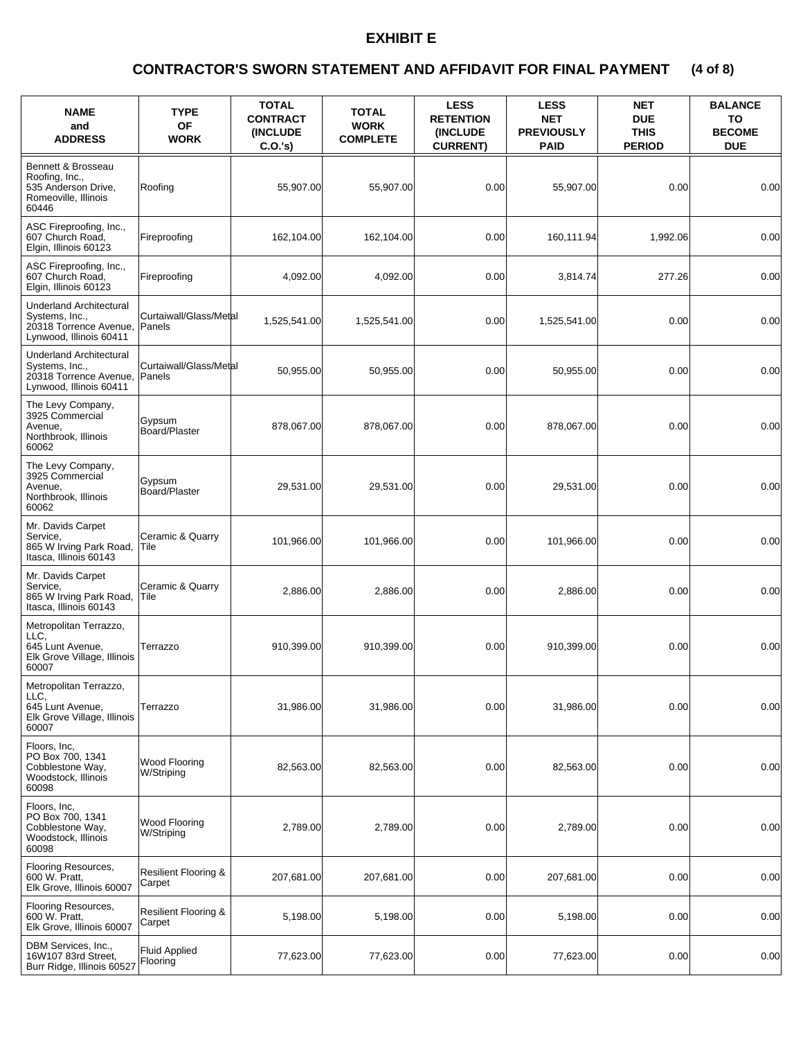# EXHIBIT E

## CONTRACTOR'S SWORN STATEMENT AND AFFIDAVIT FOR FINAL PAYMENT (4 of 8)

| NAME and ADDRESS | TYPE OF WORK | TOTAL CONTRACT (INCLUDE C.O.'s) | TOTAL WORK COMPLETE | LESS RETENTION (INCLUDE CURRENT) | LESS NET PREVIOUSLY PAID | NET DUE THIS PERIOD | BALANCE TO BECOME DUE |
|---|---|---|---|---|---|---|---|
| Bennett & Brosseau Roofing, Inc., 535 Anderson Drive, Romeoville, Illinois 60446 | Roofing | 55,907.00 | 55,907.00 | 0.00 | 55,907.00 | 0.00 | 0.00 |
| ASC Fireproofing, Inc., 607 Church Road, Elgin, Illinois 60123 | Fireproofing | 162,104.00 | 162,104.00 | 0.00 | 160,111.94 | 1,992.06 | 0.00 |
| ASC Fireproofing, Inc., 607 Church Road, Elgin, Illinois 60123 | Fireproofing | 4,092.00 | 4,092.00 | 0.00 | 3,814.74 | 277.26 | 0.00 |
| Underland Architectural Systems, Inc., 20318 Torrence Avenue, Lynwood, Illinois 60411 | Curtaiwall/Glass/Metal Panels | 1,525,541.00 | 1,525,541.00 | 0.00 | 1,525,541.00 | 0.00 | 0.00 |
| Underland Architectural Systems, Inc., 20318 Torrence Avenue, Lynwood, Illinois 60411 | Curtaiwall/Glass/Metal Panels | 50,955.00 | 50,955.00 | 0.00 | 50,955.00 | 0.00 | 0.00 |
| The Levy Company, 3925 Commercial Avenue, Northbrook, Illinois 60062 | Gypsum Board/Plaster | 878,067.00 | 878,067.00 | 0.00 | 878,067.00 | 0.00 | 0.00 |
| The Levy Company, 3925 Commercial Avenue, Northbrook, Illinois 60062 | Gypsum Board/Plaster | 29,531.00 | 29,531.00 | 0.00 | 29,531.00 | 0.00 | 0.00 |
| Mr. Davids Carpet Service, 865 W Irving Park Road, Itasca, Illinois 60143 | Ceramic & Quarry Tile | 101,966.00 | 101,966.00 | 0.00 | 101,966.00 | 0.00 | 0.00 |
| Mr. Davids Carpet Service, 865 W Irving Park Road, Itasca, Illinois 60143 | Ceramic & Quarry Tile | 2,886.00 | 2,886.00 | 0.00 | 2,886.00 | 0.00 | 0.00 |
| Metropolitan Terrazzo, LLC, 645 Lunt Avenue, Elk Grove Village, Illinois 60007 | Terrazzo | 910,399.00 | 910,399.00 | 0.00 | 910,399.00 | 0.00 | 0.00 |
| Metropolitan Terrazzo, LLC, 645 Lunt Avenue, Elk Grove Village, Illinois 60007 | Terrazzo | 31,986.00 | 31,986.00 | 0.00 | 31,986.00 | 0.00 | 0.00 |
| Floors, Inc, PO Box 700, 1341 Cobblestone Way, Woodstock, Illinois 60098 | Wood Flooring W/Striping | 82,563.00 | 82,563.00 | 0.00 | 82,563.00 | 0.00 | 0.00 |
| Floors, Inc, PO Box 700, 1341 Cobblestone Way, Woodstock, Illinois 60098 | Wood Flooring W/Striping | 2,789.00 | 2,789.00 | 0.00 | 2,789.00 | 0.00 | 0.00 |
| Flooring Resources, 600 W. Pratt, Elk Grove, Illinois 60007 | Resilient Flooring & Carpet | 207,681.00 | 207,681.00 | 0.00 | 207,681.00 | 0.00 | 0.00 |
| Flooring Resources, 600 W. Pratt, Elk Grove, Illinois 60007 | Resilient Flooring & Carpet | 5,198.00 | 5,198.00 | 0.00 | 5,198.00 | 0.00 | 0.00 |
| DBM Services, Inc., 16W107 83rd Street, Burr Ridge, Illinois 60527 | Fluid Applied Flooring | 77,623.00 | 77,623.00 | 0.00 | 77,623.00 | 0.00 | 0.00 |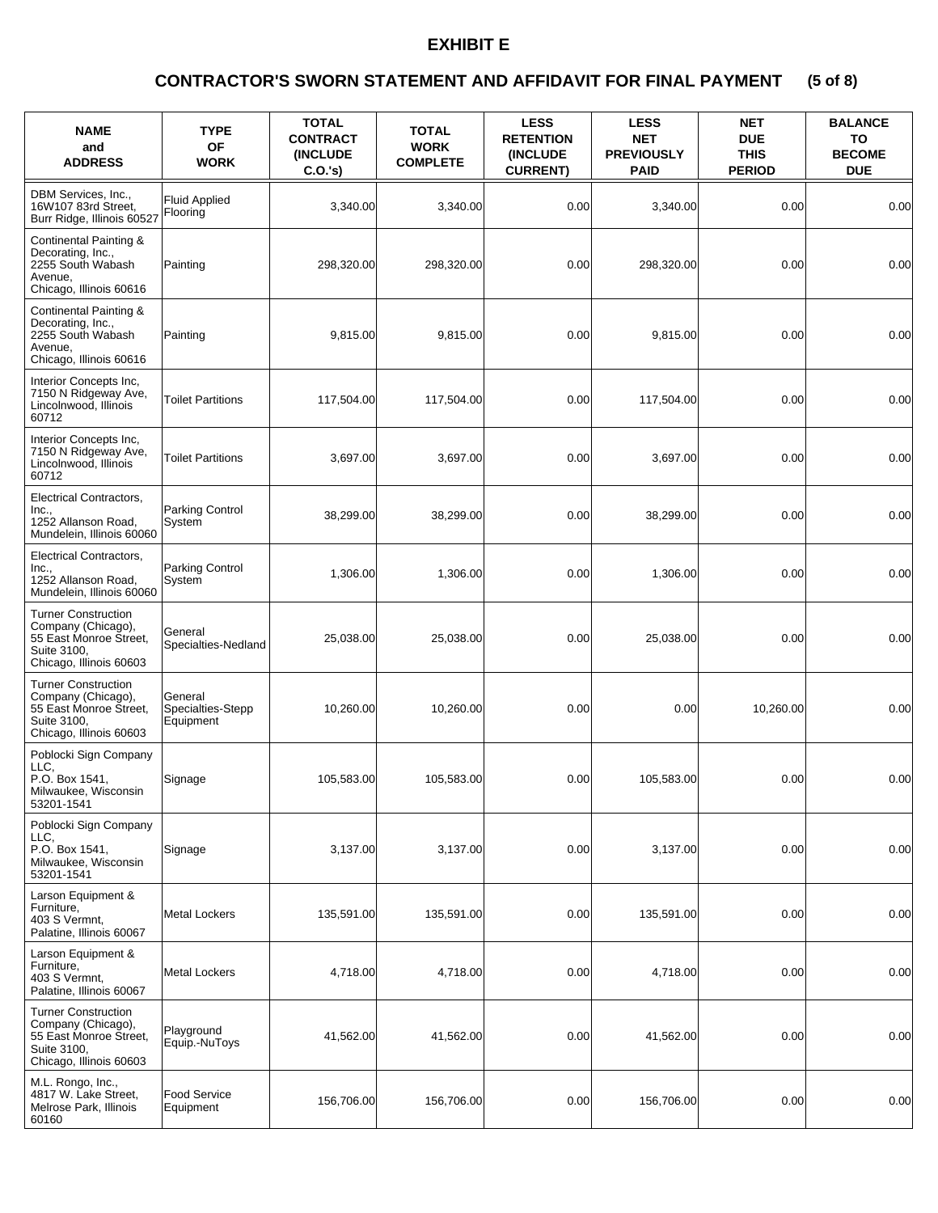# EXHIBIT E

## CONTRACTOR'S SWORN STATEMENT AND AFFIDAVIT FOR FINAL PAYMENT (5 of 8)

| NAME and ADDRESS | TYPE OF WORK | TOTAL CONTRACT (INCLUDE C.O.'s) | TOTAL WORK COMPLETE | LESS RETENTION (INCLUDE CURRENT) | LESS NET PREVIOUSLY PAID | NET DUE THIS PERIOD | BALANCE TO BECOME DUE |
|---|---|---|---|---|---|---|---|
| DBM Services, Inc., 16W107 83rd Street, Burr Ridge, Illinois 60527 | Fluid Applied Flooring | 3,340.00 | 3,340.00 | 0.00 | 3,340.00 | 0.00 | 0.00 |
| Continental Painting & Decorating, Inc., 2255 South Wabash Avenue, Chicago, Illinois 60616 | Painting | 298,320.00 | 298,320.00 | 0.00 | 298,320.00 | 0.00 | 0.00 |
| Continental Painting & Decorating, Inc., 2255 South Wabash Avenue, Chicago, Illinois 60616 | Painting | 9,815.00 | 9,815.00 | 0.00 | 9,815.00 | 0.00 | 0.00 |
| Interior Concepts Inc, 7150 N Ridgeway Ave, Lincolnwood, Illinois 60712 | Toilet Partitions | 117,504.00 | 117,504.00 | 0.00 | 117,504.00 | 0.00 | 0.00 |
| Interior Concepts Inc, 7150 N Ridgeway Ave, Lincolnwood, Illinois 60712 | Toilet Partitions | 3,697.00 | 3,697.00 | 0.00 | 3,697.00 | 0.00 | 0.00 |
| Electrical Contractors, Inc., 1252 Allanson Road, Mundelein, Illinois 60060 | Parking Control System | 38,299.00 | 38,299.00 | 0.00 | 38,299.00 | 0.00 | 0.00 |
| Electrical Contractors, Inc., 1252 Allanson Road, Mundelein, Illinois 60060 | Parking Control System | 1,306.00 | 1,306.00 | 0.00 | 1,306.00 | 0.00 | 0.00 |
| Turner Construction Company (Chicago), 55 East Monroe Street, Suite 3100, Chicago, Illinois 60603 | General Specialties-Nedland | 25,038.00 | 25,038.00 | 0.00 | 25,038.00 | 0.00 | 0.00 |
| Turner Construction Company (Chicago), 55 East Monroe Street, Suite 3100, Chicago, Illinois 60603 | General Specialties-Stepp Equipment | 10,260.00 | 10,260.00 | 0.00 | 0.00 | 10,260.00 | 0.00 |
| Poblocki Sign Company LLC, P.O. Box 1541, Milwaukee, Wisconsin 53201-1541 | Signage | 105,583.00 | 105,583.00 | 0.00 | 105,583.00 | 0.00 | 0.00 |
| Poblocki Sign Company LLC, P.O. Box 1541, Milwaukee, Wisconsin 53201-1541 | Signage | 3,137.00 | 3,137.00 | 0.00 | 3,137.00 | 0.00 | 0.00 |
| Larson Equipment & Furniture, 403 S Vermnt, Palatine, Illinois 60067 | Metal Lockers | 135,591.00 | 135,591.00 | 0.00 | 135,591.00 | 0.00 | 0.00 |
| Larson Equipment & Furniture, 403 S Vermnt, Palatine, Illinois 60067 | Metal Lockers | 4,718.00 | 4,718.00 | 0.00 | 4,718.00 | 0.00 | 0.00 |
| Turner Construction Company (Chicago), 55 East Monroe Street, Suite 3100, Chicago, Illinois 60603 | Playground Equip.-NuToys | 41,562.00 | 41,562.00 | 0.00 | 41,562.00 | 0.00 | 0.00 |
| M.L. Rongo, Inc., 4817 W. Lake Street, Melrose Park, Illinois 60160 | Food Service Equipment | 156,706.00 | 156,706.00 | 0.00 | 156,706.00 | 0.00 | 0.00 |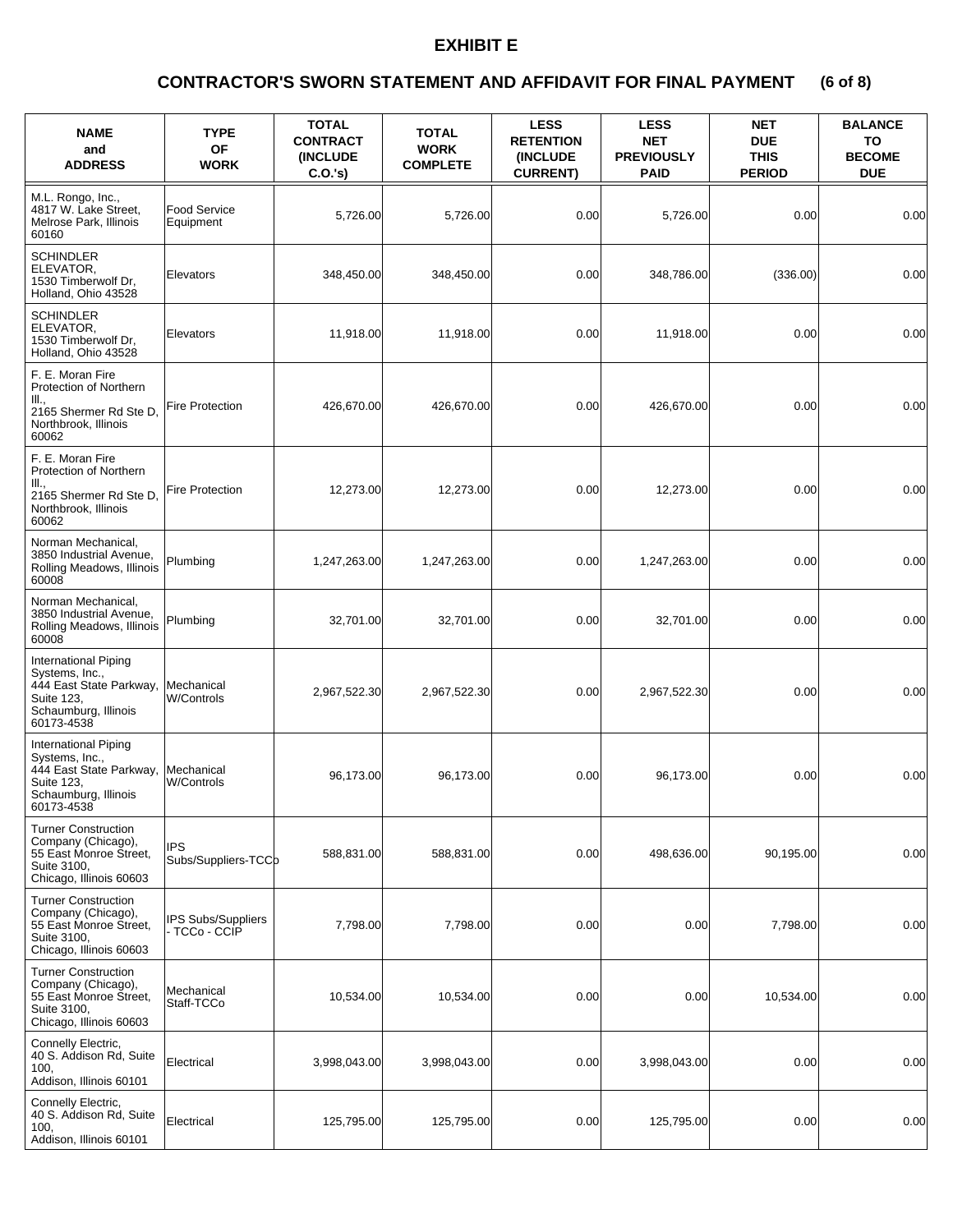# EXHIBIT E

## CONTRACTOR'S SWORN STATEMENT AND AFFIDAVIT FOR FINAL PAYMENT (6 of 8)

| NAME and ADDRESS | TYPE OF WORK | TOTAL CONTRACT (INCLUDE C.O.'s) | TOTAL WORK COMPLETE | LESS RETENTION (INCLUDE CURRENT) | LESS NET PREVIOUSLY PAID | NET DUE THIS PERIOD | BALANCE TO BECOME DUE |
|---|---|---|---|---|---|---|---|
| M.L. Rongo, Inc., 4817 W. Lake Street, Melrose Park, Illinois 60160 | Food Service Equipment | 5,726.00 | 5,726.00 | 0.00 | 5,726.00 | 0.00 | 0.00 |
| SCHINDLER ELEVATOR, 1530 Timberwolf Dr, Holland, Ohio 43528 | Elevators | 348,450.00 | 348,450.00 | 0.00 | 348,786.00 | (336.00) | 0.00 |
| SCHINDLER ELEVATOR, 1530 Timberwolf Dr, Holland, Ohio 43528 | Elevators | 11,918.00 | 11,918.00 | 0.00 | 11,918.00 | 0.00 | 0.00 |
| F. E. Moran Fire Protection of Northern Ill., 2165 Shermer Rd Ste D, Northbrook, Illinois 60062 | Fire Protection | 426,670.00 | 426,670.00 | 0.00 | 426,670.00 | 0.00 | 0.00 |
| F. E. Moran Fire Protection of Northern Ill., 2165 Shermer Rd Ste D, Northbrook, Illinois 60062 | Fire Protection | 12,273.00 | 12,273.00 | 0.00 | 12,273.00 | 0.00 | 0.00 |
| Norman Mechanical, 3850 Industrial Avenue, Rolling Meadows, Illinois 60008 | Plumbing | 1,247,263.00 | 1,247,263.00 | 0.00 | 1,247,263.00 | 0.00 | 0.00 |
| Norman Mechanical, 3850 Industrial Avenue, Rolling Meadows, Illinois 60008 | Plumbing | 32,701.00 | 32,701.00 | 0.00 | 32,701.00 | 0.00 | 0.00 |
| International Piping Systems, Inc., 444 East State Parkway, Suite 123, Schaumburg, Illinois 60173-4538 | Mechanical W/Controls | 2,967,522.30 | 2,967,522.30 | 0.00 | 2,967,522.30 | 0.00 | 0.00 |
| International Piping Systems, Inc., 444 East State Parkway, Suite 123, Schaumburg, Illinois 60173-4538 | Mechanical W/Controls | 96,173.00 | 96,173.00 | 0.00 | 96,173.00 | 0.00 | 0.00 |
| Turner Construction Company (Chicago), 55 East Monroe Street, Suite 3100, Chicago, Illinois 60603 | IPS Subs/Suppliers-TCCo | 588,831.00 | 588,831.00 | 0.00 | 498,636.00 | 90,195.00 | 0.00 |
| Turner Construction Company (Chicago), 55 East Monroe Street, Suite 3100, Chicago, Illinois 60603 | IPS Subs/Suppliers - TCCo - CCIP | 7,798.00 | 7,798.00 | 0.00 | 0.00 | 7,798.00 | 0.00 |
| Turner Construction Company (Chicago), 55 East Monroe Street, Suite 3100, Chicago, Illinois 60603 | Mechanical Staff-TCCo | 10,534.00 | 10,534.00 | 0.00 | 0.00 | 10,534.00 | 0.00 |
| Connelly Electric, 40 S. Addison Rd, Suite 100, Addison, Illinois 60101 | Electrical | 3,998,043.00 | 3,998,043.00 | 0.00 | 3,998,043.00 | 0.00 | 0.00 |
| Connelly Electric, 40 S. Addison Rd, Suite 100, Addison, Illinois 60101 | Electrical | 125,795.00 | 125,795.00 | 0.00 | 125,795.00 | 0.00 | 0.00 |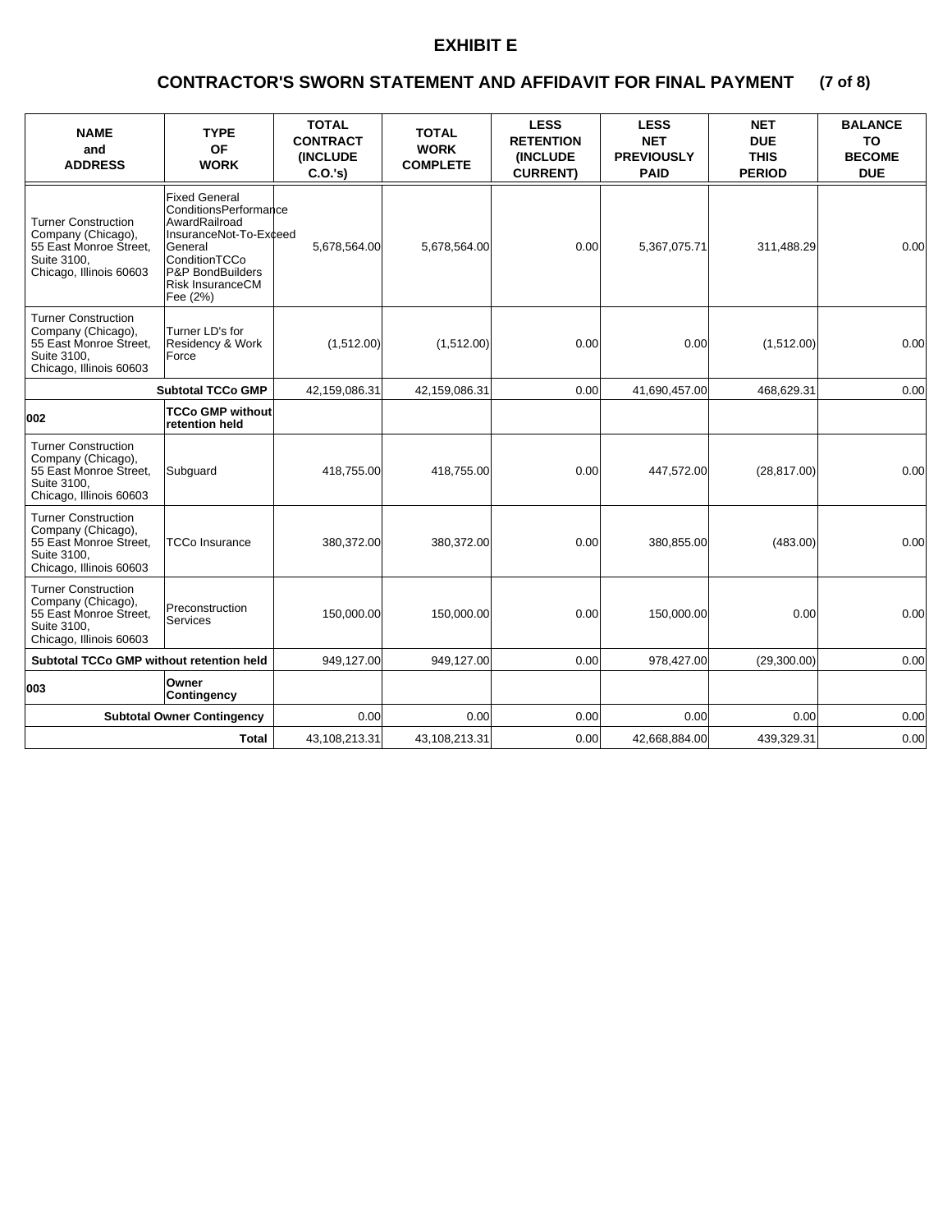# EXHIBIT E

## CONTRACTOR'S SWORN STATEMENT AND AFFIDAVIT FOR FINAL PAYMENT (7 of 8)

| NAME and ADDRESS | TYPE OF WORK | TOTAL CONTRACT (INCLUDE C.O.'s) | TOTAL WORK COMPLETE | LESS RETENTION (INCLUDE CURRENT) | LESS NET PREVIOUSLY PAID | NET DUE THIS PERIOD | BALANCE TO BECOME DUE |
|---|---|---|---|---|---|---|---|
| Turner Construction Company (Chicago), 55 East Monroe Street, Suite 3100, Chicago, Illinois 60603 | Fixed General ConditionsPerformance AwardRailroad InsuranceNot-To-Exceed General ConditionTCCo P&P BondBuilders Risk InsuranceCM Fee (2%) | 5,678,564.00 | 5,678,564.00 | 0.00 | 5,367,075.71 | 311,488.29 | 0.00 |
| Turner Construction Company (Chicago), 55 East Monroe Street, Suite 3100, Chicago, Illinois 60603 | Turner LD's for Residency & Work Force | (1,512.00) | (1,512.00) | 0.00 | 0.00 | (1,512.00) | 0.00 |
| | **Subtotal TCCo GMP** | 42,159,086.31 | 42,159,086.31 | 0.00 | 41,690,457.00 | 468,629.31 | 0.00 |
| **002** | **TCCo GMP without retention held** | | | | | | |
| Turner Construction Company (Chicago), 55 East Monroe Street, Suite 3100, Chicago, Illinois 60603 | Subguard | 418,755.00 | 418,755.00 | 0.00 | 447,572.00 | (28,817.00) | 0.00 |
| Turner Construction Company (Chicago), 55 East Monroe Street, Suite 3100, Chicago, Illinois 60603 | TCCo Insurance | 380,372.00 | 380,372.00 | 0.00 | 380,855.00 | (483.00) | 0.00 |
| Turner Construction Company (Chicago), 55 East Monroe Street, Suite 3100, Chicago, Illinois 60603 | Preconstruction Services | 150,000.00 | 150,000.00 | 0.00 | 150,000.00 | 0.00 | 0.00 |
| **Subtotal TCCo GMP without retention held** | | 949,127.00 | 949,127.00 | 0.00 | 978,427.00 | (29,300.00) | 0.00 |
| **003** | **Owner Contingency** | | | | | | |
| | **Subtotal Owner Contingency** | 0.00 | 0.00 | 0.00 | 0.00 | 0.00 | 0.00 |
| | **Total** | 43,108,213.31 | 43,108,213.31 | 0.00 | 42,668,884.00 | 439,329.31 | 0.00 |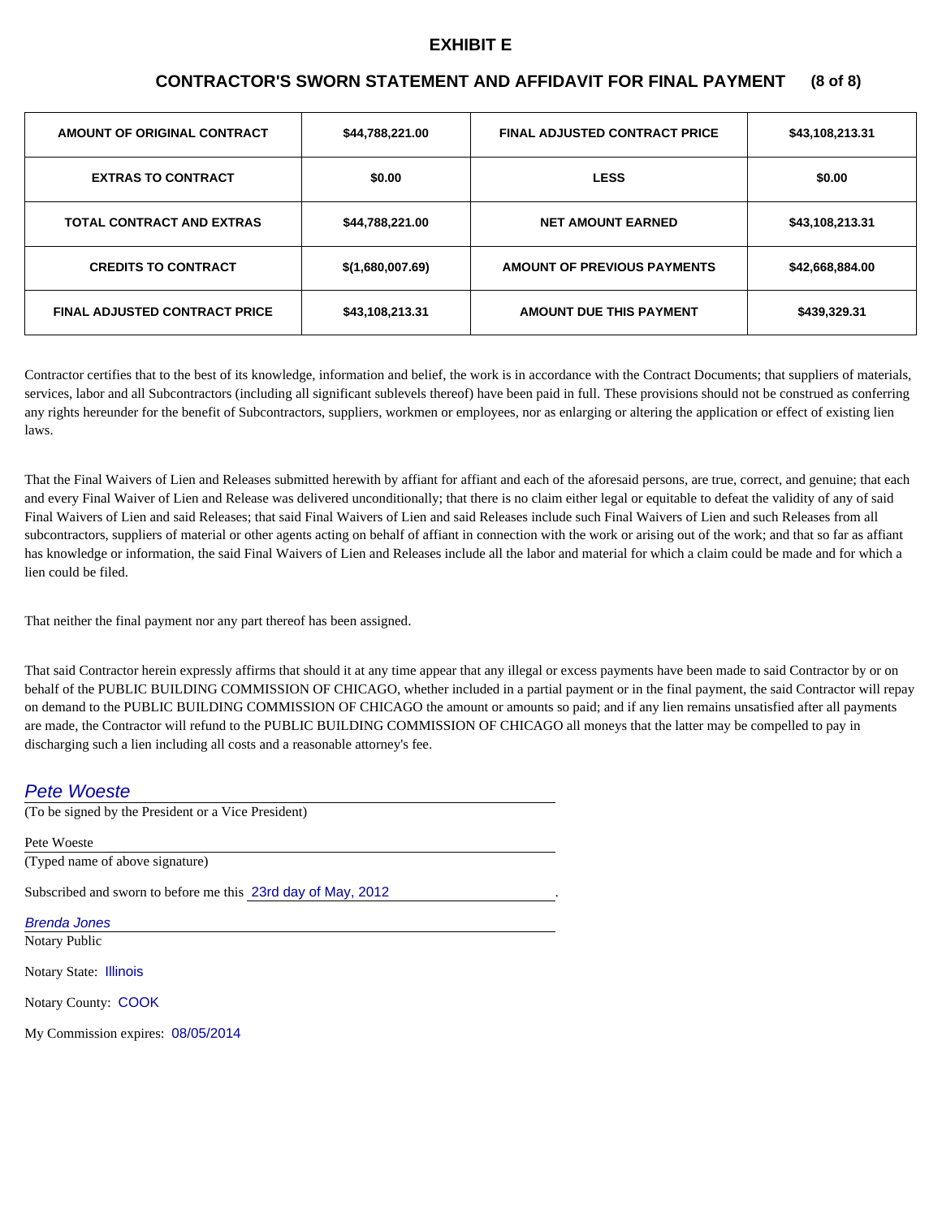# EXHIBIT E

## CONTRACTOR'S SWORN STATEMENT AND AFFIDAVIT FOR FINAL PAYMENT (8 of 8)

| | | | |
|---|---|---|---|
| **AMOUNT OF ORIGINAL CONTRACT** | **$44,788,221.00** | **FINAL ADJUSTED CONTRACT PRICE** | **$43,108,213.31** |
| **EXTRAS TO CONTRACT** | **$0.00** | **LESS** | **$0.00** |
| **TOTAL CONTRACT AND EXTRAS** | **$44,788,221.00** | **NET AMOUNT EARNED** | **$43,108,213.31** |
| **CREDITS TO CONTRACT** | **$(1,680,007.69)** | **AMOUNT OF PREVIOUS PAYMENTS** | **$42,668,884.00** |
| **FINAL ADJUSTED CONTRACT PRICE** | **$43,108,213.31** | **AMOUNT DUE THIS PAYMENT** | **$439,329.31** |

Contractor certifies that to the best of its knowledge, information and belief, the work is in accordance with the Contract Documents; that suppliers of materials, services, labor and all Subcontractors (including all significant sublevels thereof) have been paid in full. These provisions should not be construed as conferring any rights hereunder for the benefit of Subcontractors, suppliers, workmen or employees, nor as enlarging or altering the application or effect of existing lien laws.

That the Final Waivers of Lien and Releases submitted herewith by affiant for affiant and each of the aforesaid persons, are true, correct, and genuine; that each and every Final Waiver of Lien and Release was delivered unconditionally; that there is no claim either legal or equitable to defeat the validity of any of said Final Waivers of Lien and said Releases; that said Final Waivers of Lien and said Releases include such Final Waivers of Lien and such Releases from all subcontractors, suppliers of material or other agents acting on behalf of affiant in connection with the work or arising out of the work; and that so far as affiant has knowledge or information, the said Final Waivers of Lien and Releases include all the labor and material for which a claim could be made and for which a lien could be filed.

That neither the final payment nor any part thereof has been assigned.

That said Contractor herein expressly affirms that should it at any time appear that any illegal or excess payments have been made to said Contractor by or on behalf of the PUBLIC BUILDING COMMISSION OF CHICAGO, whether included in a partial payment or in the final payment, the said Contractor will repay on demand to the PUBLIC BUILDING COMMISSION OF CHICAGO the amount or amounts so paid; and if any lien remains unsatisfied after all payments are made, the Contractor will refund to the PUBLIC BUILDING COMMISSION OF CHICAGO all moneys that the latter may be compelled to pay in discharging such a lien including all costs and a reasonable attorney's fee.

*Pete Woeste*
(To be signed by the President or a Vice President)

Pete Woeste
(Typed name of above signature)

Subscribed and sworn to before me this 23rd day of May, 2012.

*Brenda Jones*
Notary Public

Notary State: Illinois

Notary County: COOK

My Commission expires: 08/05/2014